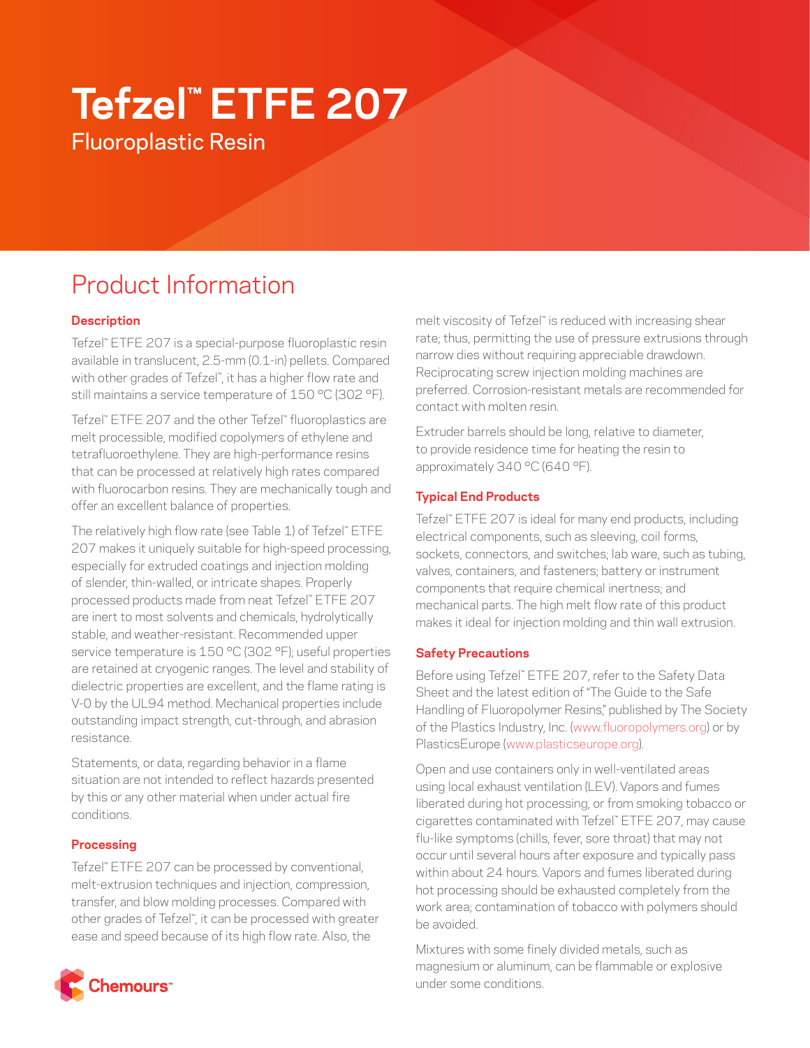# Tefzel™ ETFE 207

Fluoroplastic Resin

## Product Information

### Description

Tefzel™ ETFE 207 is a special-purpose fluoroplastic resin available in translucent, 2.5-mm (0.1-in) pellets. Compared with other grades of Tefzel™, it has a higher flow rate and still maintains a service temperature of 150 °C (302 °F).

Tefzel™ ETFE 207 and the other Tefzel™ fluoroplastics are melt processible, modified copolymers of ethylene and tetrafluoroethylene. They are high-performance resins that can be processed at relatively high rates compared with fluorocarbon resins. They are mechanically tough and offer an excellent balance of properties.

The relatively high flow rate (see Table 1) of Tefzel™ ETFE 207 makes it uniquely suitable for high-speed processing, especially for extruded coatings and injection molding of slender, thin-walled, or intricate shapes. Properly processed products made from neat Tefzel™ ETFE 207 are inert to most solvents and chemicals, hydrolytically stable, and weather-resistant. Recommended upper service temperature is 150 °C (302 °F); useful properties are retained at cryogenic ranges. The level and stability of dielectric properties are excellent, and the flame rating is V-0 by the UL94 method. Mechanical properties include outstanding impact strength, cut-through, and abrasion resistance.

Statements, or data, regarding behavior in a flame situation are not intended to reflect hazards presented by this or any other material when under actual fire conditions.

### Processing

Tefzel™ ETFE 207 can be processed by conventional, melt-extrusion techniques and injection, compression, transfer, and blow molding processes. Compared with other grades of Tefzel™, it can be processed with greater ease and speed because of its high flow rate. Also, the melt viscosity of Tefzel™ is reduced with increasing shear rate; thus, permitting the use of pressure extrusions through narrow dies without requiring appreciable drawdown. Reciprocating screw injection molding machines are preferred. Corrosion-resistant metals are recommended for contact with molten resin.

Extruder barrels should be long, relative to diameter, to provide residence time for heating the resin to approximately 340 °C (640 °F).

### Typical End Products

Tefzel™ ETFE 207 is ideal for many end products, including electrical components, such as sleeving, coil forms, sockets, connectors, and switches; lab ware, such as tubing, valves, containers, and fasteners; battery or instrument components that require chemical inertness; and mechanical parts. The high melt flow rate of this product makes it ideal for injection molding and thin wall extrusion.

### Safety Precautions

Before using Tefzel™ ETFE 207, refer to the Safety Data Sheet and the latest edition of "The Guide to the Safe Handling of Fluoropolymer Resins," published by The Society of the Plastics Industry, Inc. (www.fluoropolymers.org) or by PlasticsEurope (www.plasticseurope.org).

Open and use containers only in well-ventilated areas using local exhaust ventilation (LEV). Vapors and fumes liberated during hot processing, or from smoking tobacco or cigarettes contaminated with Tefzel™ ETFE 207, may cause flu-like symptoms (chills, fever, sore throat) that may not occur until several hours after exposure and typically pass within about 24 hours. Vapors and fumes liberated during hot processing should be exhausted completely from the work area; contamination of tobacco with polymers should be avoided.

Mixtures with some finely divided metals, such as magnesium or aluminum, can be flammable or explosive under some conditions.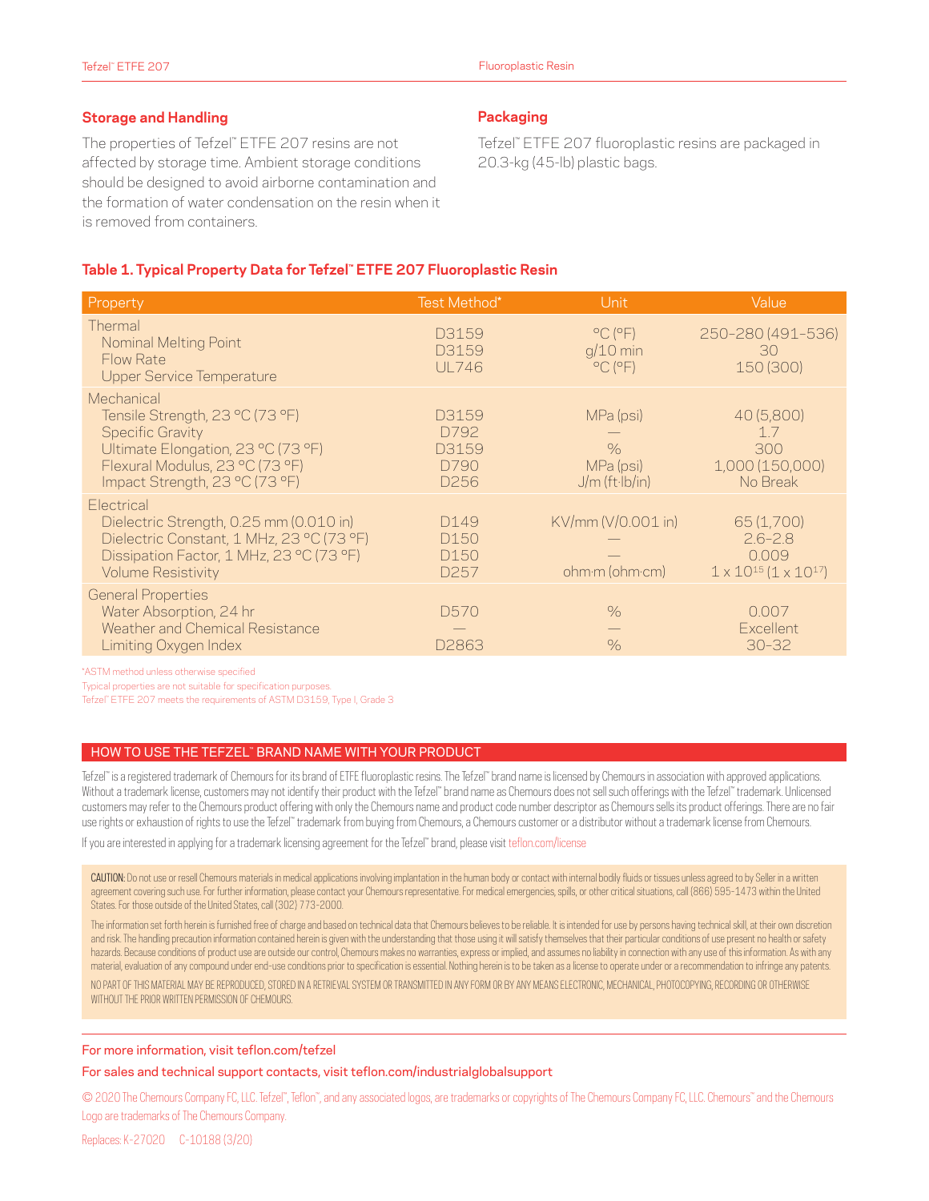## Storage and Handling

The properties of Tefzel™ ETFE 207 resins are not affected by storage time. Ambient storage conditions should be designed to avoid airborne contamination and the formation of water condensation on the resin when it is removed from containers.

## Packaging

Tefzel™ ETFE 207 fluoroplastic resins are packaged in 20.3-kg (45-lb) plastic bags.

### Table 1. Typical Property Data for Tefzel™ ETFE 207 Fluoroplastic Resin

| Property | Test Method* | Unit | Value |
|---|---|---|---|
| **Thermal** | | | |
| Nominal Melting Point | D3159 | °C (°F) | 250–280 (491–536) |
| Flow Rate | D3159 | g/10 min | 30 |
| Upper Service Temperature | UL746 | °C (°F) | 150 (300) |
| **Mechanical** | | | |
| Tensile Strength, 23 °C (73 °F) | D3159 | MPa (psi) | 40 (5,800) |
| Specific Gravity | D792 | — | 1.7 |
| Ultimate Elongation, 23 °C (73 °F) | D3159 | % | 300 |
| Flexural Modulus, 23 °C (73 °F) | D790 | MPa (psi) | 1,000 (150,000) |
| Impact Strength, 23 °C (73 °F) | D256 | J/m (ft·lb/in) | No Break |
| **Electrical** | | | |
| Dielectric Strength, 0.25 mm (0.010 in) | D149 | KV/mm (V/0.001 in) | 65 (1,700) |
| Dielectric Constant, 1 MHz, 23 °C (73 °F) | D150 | — | 2.6–2.8 |
| Dissipation Factor, 1 MHz, 23 °C (73 °F) | D150 | — | 0.009 |
| Volume Resistivity | D257 | ohm·m (ohm·cm) | $1 \times 10^{15}$ ($1 \times 10^{17}$) |
| **General Properties** | | | |
| Water Absorption, 24 hr | D570 | % | 0.007 |
| Weather and Chemical Resistance | — | — | Excellent |
| Limiting Oxygen Index | D2863 | % | 30–32 |

*ASTM method unless otherwise specified

Typical properties are not suitable for specification purposes.

Tefzel™ ETFE 207 meets the requirements of ASTM D3159, Type I, Grade 3

## HOW TO USE THE TEFZEL™ BRAND NAME WITH YOUR PRODUCT

Tefzel™ is a registered trademark of Chemours for its brand of ETFE fluoroplastic resins. The Tefzel™ brand name is licensed by Chemours in association with approved applications. Without a trademark license, customers may not identify their product with the Tefzel™ brand name as Chemours does not sell such offerings with the Tefzel™ trademark. Unlicensed customers may refer to the Chemours product offering with only the Chemours name and product code number descriptor as Chemours sells its product offerings. There are no fair use rights or exhaustion of rights to use the Tefzel™ trademark from buying from Chemours, a Chemours customer or a distributor without a trademark license from Chemours.

If you are interested in applying for a trademark licensing agreement for the Tefzel™ brand, please visit teflon.com/license

CAUTION: Do not use or resell Chemours materials in medical applications involving implantation in the human body or contact with internal bodily fluids or tissues unless agreed to by Seller in a written agreement covering such use. For further information, please contact your Chemours representative. For medical emergencies, spills, or other critical situations, call (866) 595-1473 within the United States. For those outside of the United States, call (302) 773-2000.

The information set forth herein is furnished free of charge and based on technical data that Chemours believes to be reliable. It is intended for use by persons having technical skill, at their own discretion and risk. The handling precaution information contained herein is given with the understanding that those using it will satisfy themselves that their particular conditions of use present no health or safety hazards. Because conditions of product use are outside our control, Chemours makes no warranties, express or implied, and assumes no liability in connection with any use of this information. As with any material, evaluation of any compound under end-use conditions prior to specification is essential. Nothing herein is to be taken as a license to operate under or a recommendation to infringe any patents.

NO PART OF THIS MATERIAL MAY BE REPRODUCED, STORED IN A RETRIEVAL SYSTEM OR TRANSMITTED IN ANY FORM OR BY ANY MEANS ELECTRONIC, MECHANICAL, PHOTOCOPYING, RECORDING OR OTHERWISE WITHOUT THE PRIOR WRITTEN PERMISSION OF CHEMOURS.

For more information, visit teflon.com/tefzel

For sales and technical support contacts, visit teflon.com/industrialglobalsupport

© 2020 The Chemours Company FC, LLC. Tefzel™, Teflon™, and any associated logos, are trademarks or copyrights of The Chemours Company FC, LLC. Chemours™ and the Chemours Logo are trademarks of The Chemours Company.

Replaces: K-27020 C-10188 (3/20)